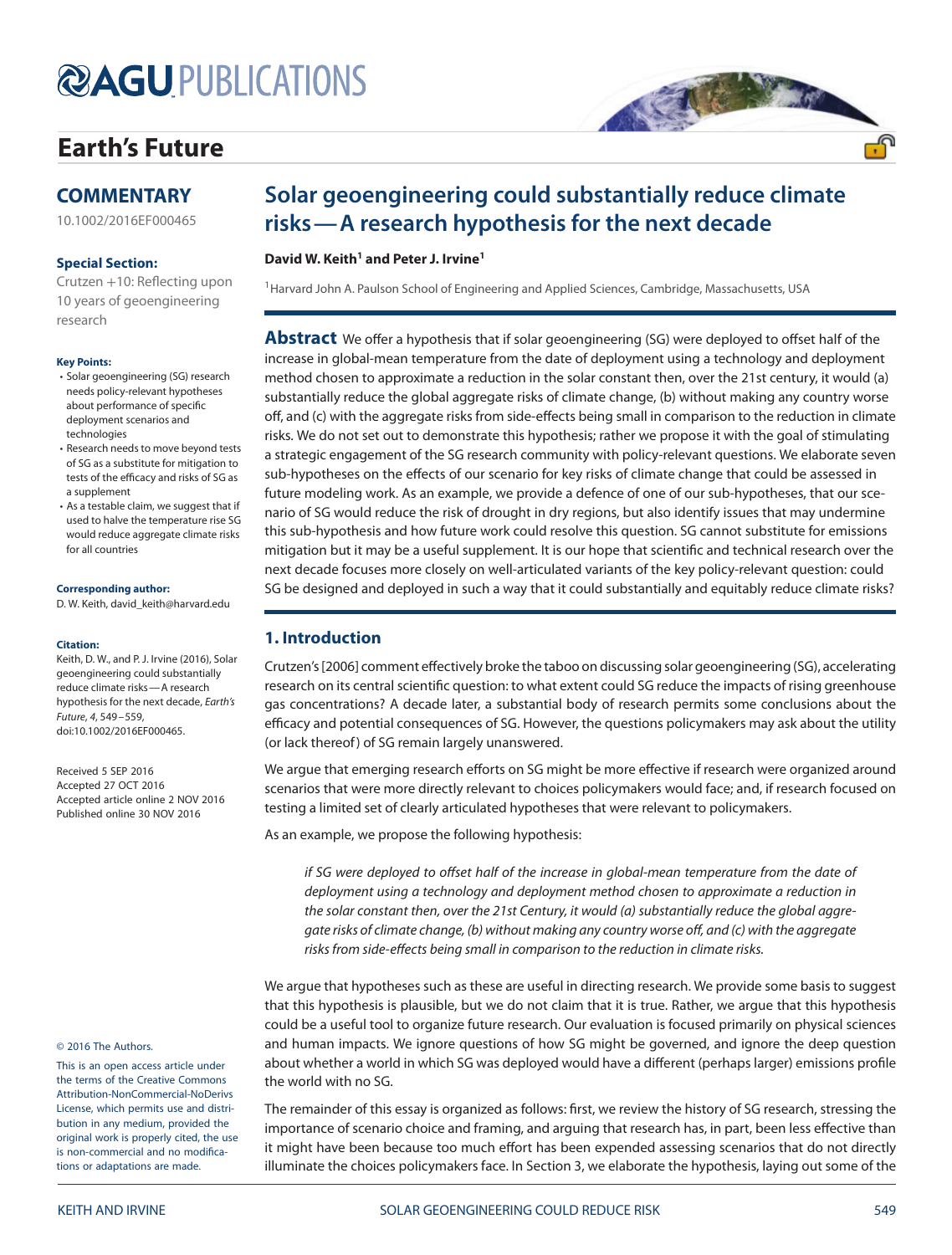# Earth's Future

## COMMENTARY

10.1002/2016EF000465

**Special Section:**

Crutzen +10: Reflecting upon 10 years of geoengineering research

**Key Points:**

- Solar geoengineering (SG) research needs policy-relevant hypotheses about performance of specific deployment scenarios and technologies
- Research needs to move beyond tests of SG as a substitute for mitigation to tests of the efficacy and risks of SG as a supplement
- As a testable claim, we suggest that if used to halve the temperature rise SG would reduce aggregate climate risks for all countries

**Corresponding author:**

D. W. Keith, david_keith@harvard.edu

**Citation:**

Keith, D. W., and P. J. Irvine (2016), Solar geoengineering could substantially reduce climate risks—A research hypothesis for the next decade, *Earth's Future*, *4*, 549–559, doi:10.1002/2016EF000465.

Received 5 SEP 2016
Accepted 27 OCT 2016
Accepted article online 2 NOV 2016
Published online 30 NOV 2016

© 2016 The Authors.

This is an open access article under the terms of the Creative Commons Attribution-NonCommercial-NoDerivs License, which permits use and distribution in any medium, provided the original work is properly cited, the use is non-commercial and no modifications or adaptations are made.

# Solar geoengineering could substantially reduce climate risks—A research hypothesis for the next decade

**David W. Keith[1] and Peter J. Irvine[1]**

[1]Harvard John A. Paulson School of Engineering and Applied Sciences, Cambridge, Massachusetts, USA

**Abstract** We offer a hypothesis that if solar geoengineering (SG) were deployed to offset half of the increase in global-mean temperature from the date of deployment using a technology and deployment method chosen to approximate a reduction in the solar constant then, over the 21st century, it would (a) substantially reduce the global aggregate risks of climate change, (b) without making any country worse off, and (c) with the aggregate risks from side-effects being small in comparison to the reduction in climate risks. We do not set out to demonstrate this hypothesis; rather we propose it with the goal of stimulating a strategic engagement of the SG research community with policy-relevant questions. We elaborate seven sub-hypotheses on the effects of our scenario for key risks of climate change that could be assessed in future modeling work. As an example, we provide a defence of one of our sub-hypotheses, that our scenario of SG would reduce the risk of drought in dry regions, but also identify issues that may undermine this sub-hypothesis and how future work could resolve this question. SG cannot substitute for emissions mitigation but it may be a useful supplement. It is our hope that scientific and technical research over the next decade focuses more closely on well-articulated variants of the key policy-relevant question: could SG be designed and deployed in such a way that it could substantially and equitably reduce climate risks?

## 1. Introduction

Crutzen's [2006] comment effectively broke the taboo on discussing solar geoengineering (SG), accelerating research on its central scientific question: to what extent could SG reduce the impacts of rising greenhouse gas concentrations? A decade later, a substantial body of research permits some conclusions about the efficacy and potential consequences of SG. However, the questions policymakers may ask about the utility (or lack thereof) of SG remain largely unanswered.

We argue that emerging research efforts on SG might be more effective if research were organized around scenarios that were more directly relevant to choices policymakers would face; and, if research focused on testing a limited set of clearly articulated hypotheses that were relevant to policymakers.

As an example, we propose the following hypothesis:

> *if SG were deployed to offset half of the increase in global-mean temperature from the date of deployment using a technology and deployment method chosen to approximate a reduction in the solar constant then, over the 21st Century, it would (a) substantially reduce the global aggregate risks of climate change, (b) without making any country worse off, and (c) with the aggregate risks from side-effects being small in comparison to the reduction in climate risks.*

We argue that hypotheses such as these are useful in directing research. We provide some basis to suggest that this hypothesis is plausible, but we do not claim that it is true. Rather, we argue that this hypothesis could be a useful tool to organize future research. Our evaluation is focused primarily on physical sciences and human impacts. We ignore questions of how SG might be governed, and ignore the deep question about whether a world in which SG was deployed would have a different (perhaps larger) emissions profile the world with no SG.

The remainder of this essay is organized as follows: first, we review the history of SG research, stressing the importance of scenario choice and framing, and arguing that research has, in part, been less effective than it might have been because too much effort has been expended assessing scenarios that do not directly illuminate the choices policymakers face. In Section 3, we elaborate the hypothesis, laying out some of the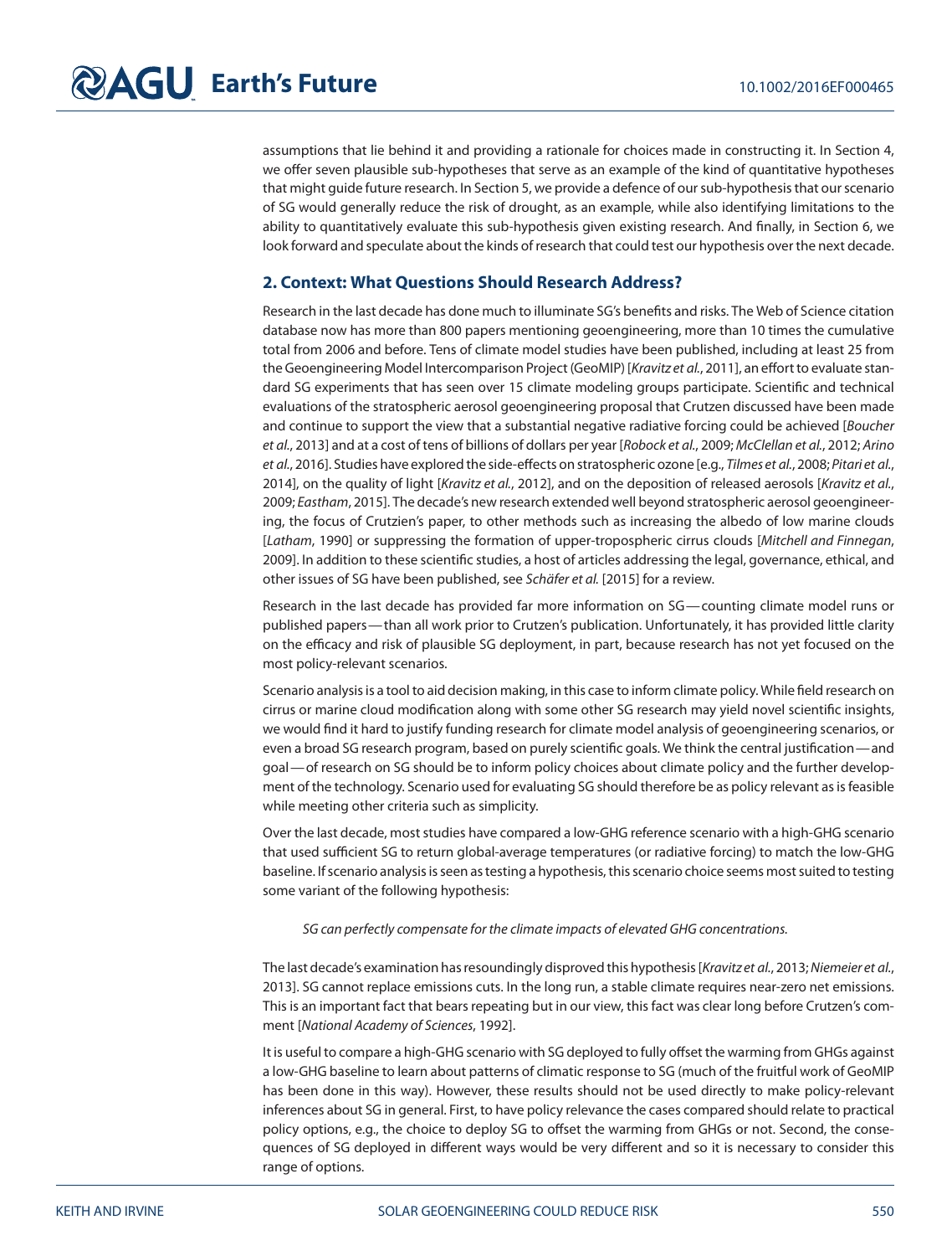assumptions that lie behind it and providing a rationale for choices made in constructing it. In Section 4, we offer seven plausible sub-hypotheses that serve as an example of the kind of quantitative hypotheses that might guide future research. In Section 5, we provide a defence of our sub-hypothesis that our scenario of SG would generally reduce the risk of drought, as an example, while also identifying limitations to the ability to quantitatively evaluate this sub-hypothesis given existing research. And finally, in Section 6, we look forward and speculate about the kinds of research that could test our hypothesis over the next decade.

## 2. Context: What Questions Should Research Address?

Research in the last decade has done much to illuminate SG's benefits and risks. The Web of Science citation database now has more than 800 papers mentioning geoengineering, more than 10 times the cumulative total from 2006 and before. Tens of climate model studies have been published, including at least 25 from the Geoengineering Model Intercomparison Project (GeoMIP) [*Kravitz et al.*, 2011], an effort to evaluate standard SG experiments that has seen over 15 climate modeling groups participate. Scientific and technical evaluations of the stratospheric aerosol geoengineering proposal that Crutzen discussed have been made and continue to support the view that a substantial negative radiative forcing could be achieved [*Boucher et al.*, 2013] and at a cost of tens of billions of dollars per year [*Robock et al.*, 2009; *McClellan et al.*, 2012; *Arino et al.*, 2016]. Studies have explored the side-effects on stratospheric ozone [e.g., *Tilmes et al.*, 2008; *Pitari et al.*, 2014], on the quality of light [*Kravitz et al.*, 2012], and on the deposition of released aerosols [*Kravitz et al.*, 2009; *Eastham*, 2015]. The decade's new research extended well beyond stratospheric aerosol geoengineering, the focus of Crutzien's paper, to other methods such as increasing the albedo of low marine clouds [*Latham*, 1990] or suppressing the formation of upper-tropospheric cirrus clouds [*Mitchell and Finnegan*, 2009]. In addition to these scientific studies, a host of articles addressing the legal, governance, ethical, and other issues of SG have been published, see *Schäfer et al.* [2015] for a review.

Research in the last decade has provided far more information on SG—counting climate model runs or published papers—than all work prior to Crutzen's publication. Unfortunately, it has provided little clarity on the efficacy and risk of plausible SG deployment, in part, because research has not yet focused on the most policy-relevant scenarios.

Scenario analysis is a tool to aid decision making, in this case to inform climate policy. While field research on cirrus or marine cloud modification along with some other SG research may yield novel scientific insights, we would find it hard to justify funding research for climate model analysis of geoengineering scenarios, or even a broad SG research program, based on purely scientific goals. We think the central justification—and goal—of research on SG should be to inform policy choices about climate policy and the further development of the technology. Scenario used for evaluating SG should therefore be as policy relevant as is feasible while meeting other criteria such as simplicity.

Over the last decade, most studies have compared a low-GHG reference scenario with a high-GHG scenario that used sufficient SG to return global-average temperatures (or radiative forcing) to match the low-GHG baseline. If scenario analysis is seen as testing a hypothesis, this scenario choice seems most suited to testing some variant of the following hypothesis:

> *SG can perfectly compensate for the climate impacts of elevated GHG concentrations.*

The last decade's examination has resoundingly disproved this hypothesis [*Kravitz et al.*, 2013; *Niemeier et al.*, 2013]. SG cannot replace emissions cuts. In the long run, a stable climate requires near-zero net emissions. This is an important fact that bears repeating but in our view, this fact was clear long before Crutzen's comment [*National Academy of Sciences*, 1992].

It is useful to compare a high-GHG scenario with SG deployed to fully offset the warming from GHGs against a low-GHG baseline to learn about patterns of climatic response to SG (much of the fruitful work of GeoMIP has been done in this way). However, these results should not be used directly to make policy-relevant inferences about SG in general. First, to have policy relevance the cases compared should relate to practical policy options, e.g., the choice to deploy SG to offset the warming from GHGs or not. Second, the consequences of SG deployed in different ways would be very different and so it is necessary to consider this range of options.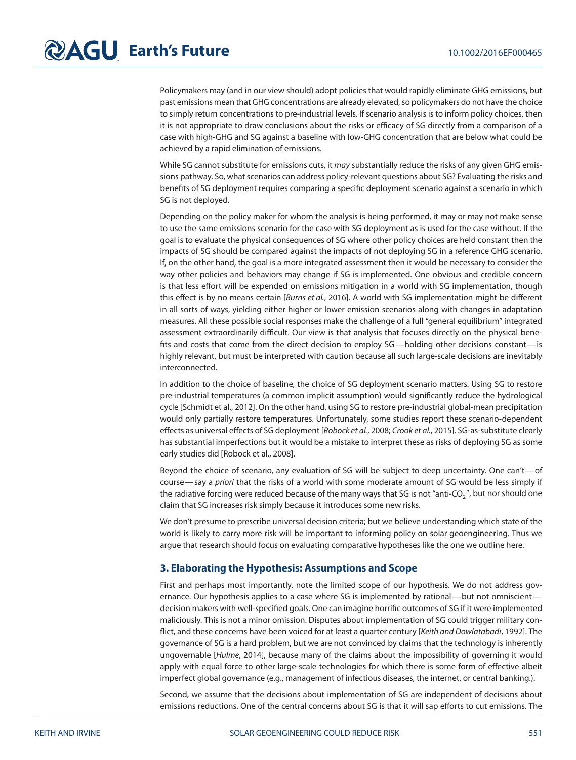Policymakers may (and in our view should) adopt policies that would rapidly eliminate GHG emissions, but past emissions mean that GHG concentrations are already elevated, so policymakers do not have the choice to simply return concentrations to pre-industrial levels. If scenario analysis is to inform policy choices, then it is not appropriate to draw conclusions about the risks or efficacy of SG directly from a comparison of a case with high-GHG and SG against a baseline with low-GHG concentration that are below what could be achieved by a rapid elimination of emissions.

While SG cannot substitute for emissions cuts, it *may* substantially reduce the risks of any given GHG emissions pathway. So, what scenarios can address policy-relevant questions about SG? Evaluating the risks and benefits of SG deployment requires comparing a specific deployment scenario against a scenario in which SG is not deployed.

Depending on the policy maker for whom the analysis is being performed, it may or may not make sense to use the same emissions scenario for the case with SG deployment as is used for the case without. If the goal is to evaluate the physical consequences of SG where other policy choices are held constant then the impacts of SG should be compared against the impacts of not deploying SG in a reference GHG scenario. If, on the other hand, the goal is a more integrated assessment then it would be necessary to consider the way other policies and behaviors may change if SG is implemented. One obvious and credible concern is that less effort will be expended on emissions mitigation in a world with SG implementation, though this effect is by no means certain [*Burns et al.*, 2016]. A world with SG implementation might be different in all sorts of ways, yielding either higher or lower emission scenarios along with changes in adaptation measures. All these possible social responses make the challenge of a full "general equilibrium" integrated assessment extraordinarily difficult. Our view is that analysis that focuses directly on the physical benefits and costs that come from the direct decision to employ SG—holding other decisions constant—is highly relevant, but must be interpreted with caution because all such large-scale decisions are inevitably interconnected.

In addition to the choice of baseline, the choice of SG deployment scenario matters. Using SG to restore pre-industrial temperatures (a common implicit assumption) would significantly reduce the hydrological cycle [Schmidt et al., 2012]. On the other hand, using SG to restore pre-industrial global-mean precipitation would only partially restore temperatures. Unfortunately, some studies report these scenario-dependent effects as universal effects of SG deployment [*Robock et al.*, 2008; *Crook et al.*, 2015]. SG-as-substitute clearly has substantial imperfections but it would be a mistake to interpret these as risks of deploying SG as some early studies did [Robock et al., 2008].

Beyond the choice of scenario, any evaluation of SG will be subject to deep uncertainty. One can't—of course—say a *priori* that the risks of a world with some moderate amount of SG would be less simply if the radiative forcing were reduced because of the many ways that SG is not "anti-$CO_2$", but nor should one claim that SG increases risk simply because it introduces some new risks.

We don't presume to prescribe universal decision criteria; but we believe understanding which state of the world is likely to carry more risk will be important to informing policy on solar geoengineering. Thus we argue that research should focus on evaluating comparative hypotheses like the one we outline here.

## 3. Elaborating the Hypothesis: Assumptions and Scope

First and perhaps most importantly, note the limited scope of our hypothesis. We do not address governance. Our hypothesis applies to a case where SG is implemented by rational—but not omniscient—decision makers with well-specified goals. One can imagine horrific outcomes of SG if it were implemented maliciously. This is not a minor omission. Disputes about implementation of SG could trigger military conflict, and these concerns have been voiced for at least a quarter century [*Keith and Dowlatabadi*, 1992]. The governance of SG is a hard problem, but we are not convinced by claims that the technology is inherently ungovernable [*Hulme*, 2014], because many of the claims about the impossibility of governing it would apply with equal force to other large-scale technologies for which there is some form of effective albeit imperfect global governance (e.g., management of infectious diseases, the internet, or central banking.).

Second, we assume that the decisions about implementation of SG are independent of decisions about emissions reductions. One of the central concerns about SG is that it will sap efforts to cut emissions. The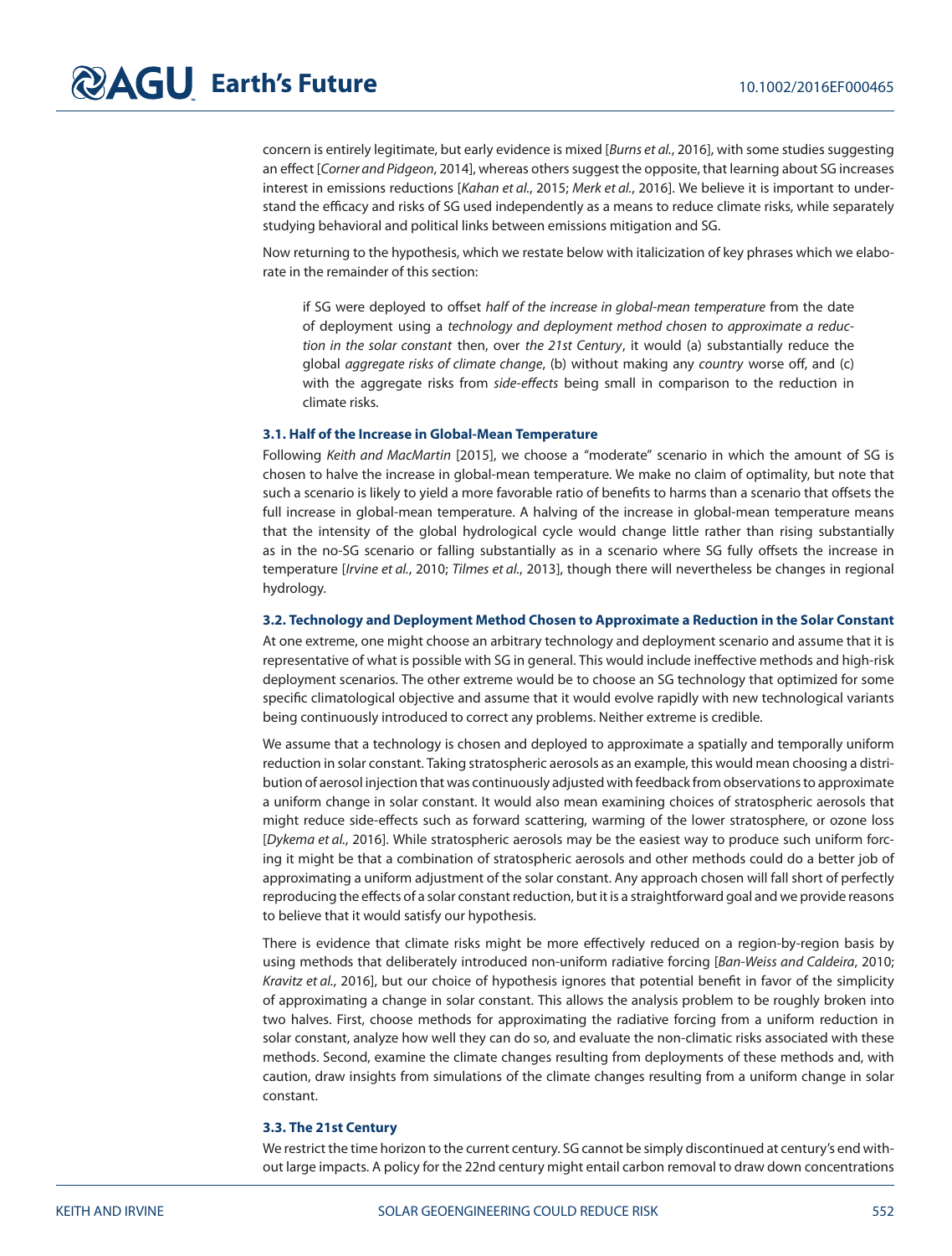concern is entirely legitimate, but early evidence is mixed [*Burns et al.*, 2016], with some studies suggesting an effect [*Corner and Pidgeon*, 2014], whereas others suggest the opposite, that learning about SG increases interest in emissions reductions [*Kahan et al.*, 2015; *Merk et al.*, 2016]. We believe it is important to understand the efficacy and risks of SG used independently as a means to reduce climate risks, while separately studying behavioral and political links between emissions mitigation and SG.

Now returning to the hypothesis, which we restate below with italicization of key phrases which we elaborate in the remainder of this section:

> if SG were deployed to offset *half of the increase in global-mean temperature* from the date of deployment using a *technology and deployment method chosen to approximate a reduction in the solar constant* then, over *the 21st Century*, it would (a) substantially reduce the global *aggregate risks of climate change*, (b) without making any *country* worse off, and (c) with the aggregate risks from *side-effects* being small in comparison to the reduction in climate risks.

### 3.1. Half of the Increase in Global-Mean Temperature

Following *Keith and MacMartin* [2015], we choose a "moderate" scenario in which the amount of SG is chosen to halve the increase in global-mean temperature. We make no claim of optimality, but note that such a scenario is likely to yield a more favorable ratio of benefits to harms than a scenario that offsets the full increase in global-mean temperature. A halving of the increase in global-mean temperature means that the intensity of the global hydrological cycle would change little rather than rising substantially as in the no-SG scenario or falling substantially as in a scenario where SG fully offsets the increase in temperature [*Irvine et al.*, 2010; *Tilmes et al.*, 2013], though there will nevertheless be changes in regional hydrology.

### 3.2. Technology and Deployment Method Chosen to Approximate a Reduction in the Solar Constant

At one extreme, one might choose an arbitrary technology and deployment scenario and assume that it is representative of what is possible with SG in general. This would include ineffective methods and high-risk deployment scenarios. The other extreme would be to choose an SG technology that optimized for some specific climatological objective and assume that it would evolve rapidly with new technological variants being continuously introduced to correct any problems. Neither extreme is credible.

We assume that a technology is chosen and deployed to approximate a spatially and temporally uniform reduction in solar constant. Taking stratospheric aerosols as an example, this would mean choosing a distribution of aerosol injection that was continuously adjusted with feedback from observations to approximate a uniform change in solar constant. It would also mean examining choices of stratospheric aerosols that might reduce side-effects such as forward scattering, warming of the lower stratosphere, or ozone loss [*Dykema et al.*, 2016]. While stratospheric aerosols may be the easiest way to produce such uniform forcing it might be that a combination of stratospheric aerosols and other methods could do a better job of approximating a uniform adjustment of the solar constant. Any approach chosen will fall short of perfectly reproducing the effects of a solar constant reduction, but it is a straightforward goal and we provide reasons to believe that it would satisfy our hypothesis.

There is evidence that climate risks might be more effectively reduced on a region-by-region basis by using methods that deliberately introduced non-uniform radiative forcing [*Ban-Weiss and Caldeira*, 2010; *Kravitz et al.*, 2016], but our choice of hypothesis ignores that potential benefit in favor of the simplicity of approximating a change in solar constant. This allows the analysis problem to be roughly broken into two halves. First, choose methods for approximating the radiative forcing from a uniform reduction in solar constant, analyze how well they can do so, and evaluate the non-climatic risks associated with these methods. Second, examine the climate changes resulting from deployments of these methods and, with caution, draw insights from simulations of the climate changes resulting from a uniform change in solar constant.

### 3.3. The 21st Century

We restrict the time horizon to the current century. SG cannot be simply discontinued at century's end without large impacts. A policy for the 22nd century might entail carbon removal to draw down concentrations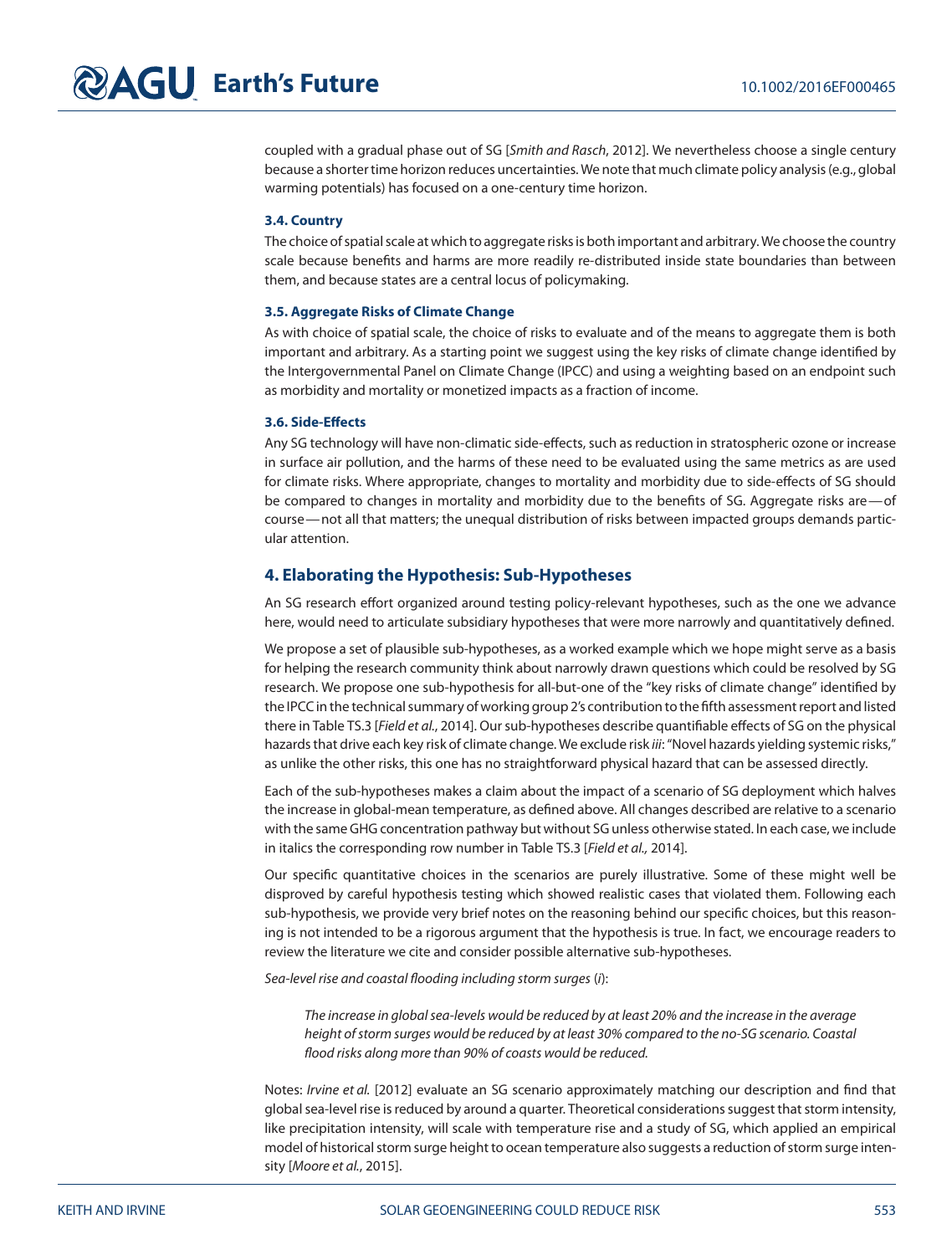coupled with a gradual phase out of SG [*Smith and Rasch*, 2012]. We nevertheless choose a single century because a shorter time horizon reduces uncertainties. We note that much climate policy analysis (e.g., global warming potentials) has focused on a one-century time horizon.

### 3.4. Country

The choice of spatial scale at which to aggregate risks is both important and arbitrary. We choose the country scale because benefits and harms are more readily re-distributed inside state boundaries than between them, and because states are a central locus of policymaking.

### 3.5. Aggregate Risks of Climate Change

As with choice of spatial scale, the choice of risks to evaluate and of the means to aggregate them is both important and arbitrary. As a starting point we suggest using the key risks of climate change identified by the Intergovernmental Panel on Climate Change (IPCC) and using a weighting based on an endpoint such as morbidity and mortality or monetized impacts as a fraction of income.

### 3.6. Side-Effects

Any SG technology will have non-climatic side-effects, such as reduction in stratospheric ozone or increase in surface air pollution, and the harms of these need to be evaluated using the same metrics as are used for climate risks. Where appropriate, changes to mortality and morbidity due to side-effects of SG should be compared to changes in mortality and morbidity due to the benefits of SG. Aggregate risks are—of course—not all that matters; the unequal distribution of risks between impacted groups demands particular attention.

## 4. Elaborating the Hypothesis: Sub-Hypotheses

An SG research effort organized around testing policy-relevant hypotheses, such as the one we advance here, would need to articulate subsidiary hypotheses that were more narrowly and quantitatively defined.

We propose a set of plausible sub-hypotheses, as a worked example which we hope might serve as a basis for helping the research community think about narrowly drawn questions which could be resolved by SG research. We propose one sub-hypothesis for all-but-one of the "key risks of climate change" identified by the IPCC in the technical summary of working group 2's contribution to the fifth assessment report and listed there in Table TS.3 [*Field et al.*, 2014]. Our sub-hypotheses describe quantifiable effects of SG on the physical hazards that drive each key risk of climate change. We exclude risk *iii*: "Novel hazards yielding systemic risks," as unlike the other risks, this one has no straightforward physical hazard that can be assessed directly.

Each of the sub-hypotheses makes a claim about the impact of a scenario of SG deployment which halves the increase in global-mean temperature, as defined above. All changes described are relative to a scenario with the same GHG concentration pathway but without SG unless otherwise stated. In each case, we include in italics the corresponding row number in Table TS.3 [*Field et al.,* 2014].

Our specific quantitative choices in the scenarios are purely illustrative. Some of these might well be disproved by careful hypothesis testing which showed realistic cases that violated them. Following each sub-hypothesis, we provide very brief notes on the reasoning behind our specific choices, but this reasoning is not intended to be a rigorous argument that the hypothesis is true. In fact, we encourage readers to review the literature we cite and consider possible alternative sub-hypotheses.

*Sea-level rise and coastal flooding including storm surges* (*i*):

> *The increase in global sea-levels would be reduced by at least 20% and the increase in the average height of storm surges would be reduced by at least 30% compared to the no-SG scenario. Coastal flood risks along more than 90% of coasts would be reduced.*

Notes: *Irvine et al.* [2012] evaluate an SG scenario approximately matching our description and find that global sea-level rise is reduced by around a quarter. Theoretical considerations suggest that storm intensity, like precipitation intensity, will scale with temperature rise and a study of SG, which applied an empirical model of historical storm surge height to ocean temperature also suggests a reduction of storm surge intensity [*Moore et al.*, 2015].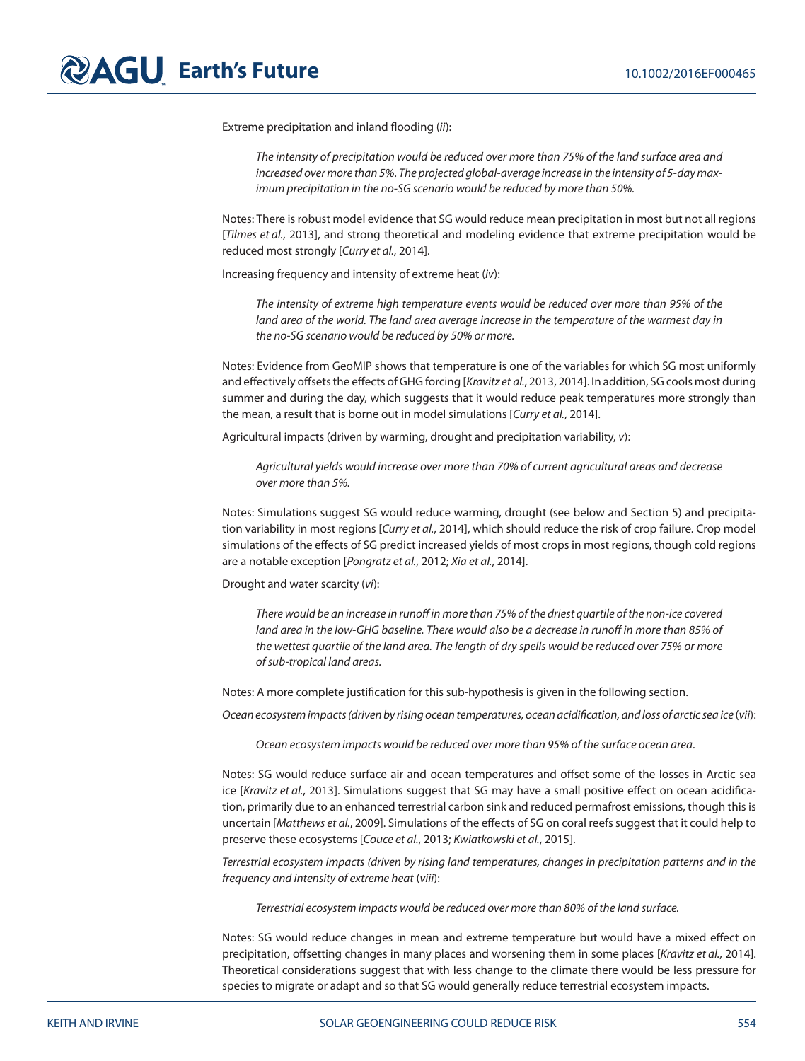Extreme precipitation and inland flooding (*ii*):

> *The intensity of precipitation would be reduced over more than 75% of the land surface area and increased over more than 5%. The projected global-average increase in the intensity of 5-day maximum precipitation in the no-SG scenario would be reduced by more than 50%.*

Notes: There is robust model evidence that SG would reduce mean precipitation in most but not all regions [*Tilmes et al.*, 2013], and strong theoretical and modeling evidence that extreme precipitation would be reduced most strongly [*Curry et al.*, 2014].

Increasing frequency and intensity of extreme heat (*iv*):

> *The intensity of extreme high temperature events would be reduced over more than 95% of the land area of the world. The land area average increase in the temperature of the warmest day in the no-SG scenario would be reduced by 50% or more.*

Notes: Evidence from GeoMIP shows that temperature is one of the variables for which SG most uniformly and effectively offsets the effects of GHG forcing [*Kravitz et al.*, 2013, 2014]. In addition, SG cools most during summer and during the day, which suggests that it would reduce peak temperatures more strongly than the mean, a result that is borne out in model simulations [*Curry et al.*, 2014].

Agricultural impacts (driven by warming, drought and precipitation variability, *v*):

> *Agricultural yields would increase over more than 70% of current agricultural areas and decrease over more than 5%.*

Notes: Simulations suggest SG would reduce warming, drought (see below and Section 5) and precipitation variability in most regions [*Curry et al.*, 2014], which should reduce the risk of crop failure. Crop model simulations of the effects of SG predict increased yields of most crops in most regions, though cold regions are a notable exception [*Pongratz et al.*, 2012; *Xia et al.*, 2014].

Drought and water scarcity (*vi*):

> *There would be an increase in runoff in more than 75% of the driest quartile of the non-ice covered land area in the low-GHG baseline. There would also be a decrease in runoff in more than 85% of the wettest quartile of the land area. The length of dry spells would be reduced over 75% or more of sub-tropical land areas.*

Notes: A more complete justification for this sub-hypothesis is given in the following section.

*Ocean ecosystem impacts (driven by rising ocean temperatures, ocean acidification, and loss of arctic sea ice (vii)*:

> *Ocean ecosystem impacts would be reduced over more than 95% of the surface ocean area*.

Notes: SG would reduce surface air and ocean temperatures and offset some of the losses in Arctic sea ice [*Kravitz et al.*, 2013]. Simulations suggest that SG may have a small positive effect on ocean acidification, primarily due to an enhanced terrestrial carbon sink and reduced permafrost emissions, though this is uncertain [*Matthews et al.*, 2009]. Simulations of the effects of SG on coral reefs suggest that it could help to preserve these ecosystems [*Couce et al.*, 2013; *Kwiatkowski et al.*, 2015].

*Terrestrial ecosystem impacts (driven by rising land temperatures, changes in precipitation patterns and in the frequency and intensity of extreme heat (viii)*:

> *Terrestrial ecosystem impacts would be reduced over more than 80% of the land surface.*

Notes: SG would reduce changes in mean and extreme temperature but would have a mixed effect on precipitation, offsetting changes in many places and worsening them in some places [*Kravitz et al.*, 2014]. Theoretical considerations suggest that with less change to the climate there would be less pressure for species to migrate or adapt and so that SG would generally reduce terrestrial ecosystem impacts.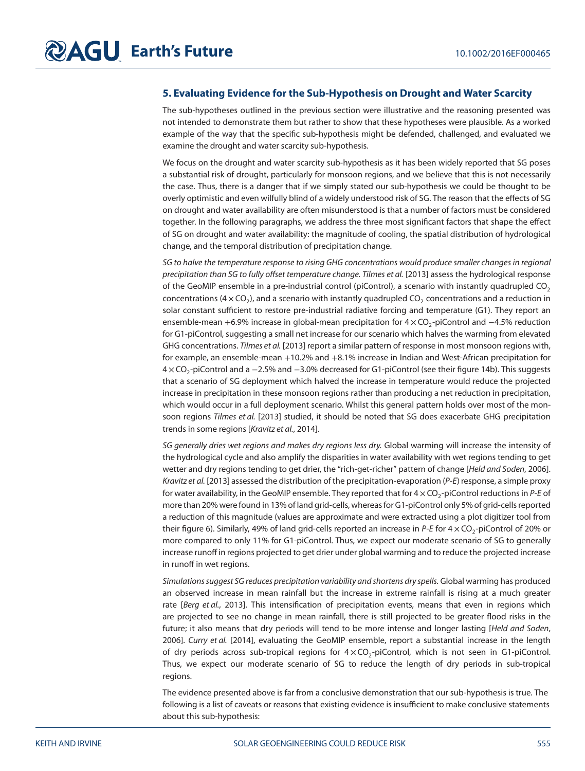## 5. Evaluating Evidence for the Sub-Hypothesis on Drought and Water Scarcity

The sub-hypotheses outlined in the previous section were illustrative and the reasoning presented was not intended to demonstrate them but rather to show that these hypotheses were plausible. As a worked example of the way that the specific sub-hypothesis might be defended, challenged, and evaluated we examine the drought and water scarcity sub-hypothesis.

We focus on the drought and water scarcity sub-hypothesis as it has been widely reported that SG poses a substantial risk of drought, particularly for monsoon regions, and we believe that this is not necessarily the case. Thus, there is a danger that if we simply stated our sub-hypothesis we could be thought to be overly optimistic and even wilfully blind of a widely understood risk of SG. The reason that the effects of SG on drought and water availability are often misunderstood is that a number of factors must be considered together. In the following paragraphs, we address the three most significant factors that shape the effect of SG on drought and water availability: the magnitude of cooling, the spatial distribution of hydrological change, and the temporal distribution of precipitation change.

*SG to halve the temperature response to rising GHG concentrations would produce smaller changes in regional precipitation than SG to fully offset temperature change. Tilmes et al.* [2013] assess the hydrological response of the GeoMIP ensemble in a pre-industrial control (piControl), a scenario with instantly quadrupled $CO_2$ concentrations ($4 \times CO_2$), and a scenario with instantly quadrupled $CO_2$ concentrations and a reduction in solar constant sufficient to restore pre-industrial radiative forcing and temperature (G1). They report an ensemble-mean +6.9% increase in global-mean precipitation for $4 \times CO_2$-piControl and −4.5% reduction for G1-piControl, suggesting a small net increase for our scenario which halves the warming from elevated GHG concentrations. *Tilmes et al.* [2013] report a similar pattern of response in most monsoon regions with, for example, an ensemble-mean +10.2% and +8.1% increase in Indian and West-African precipitation for $4 \times CO_2$-piControl and a −2.5% and −3.0% decreased for G1-piControl (see their figure 14b). This suggests that a scenario of SG deployment which halved the increase in temperature would reduce the projected increase in precipitation in these monsoon regions rather than producing a net reduction in precipitation, which would occur in a full deployment scenario. Whilst this general pattern holds over most of the monsoon regions *Tilmes et al.* [2013] studied, it should be noted that SG does exacerbate GHG precipitation trends in some regions [*Kravitz et al.*, 2014].

*SG generally dries wet regions and makes dry regions less dry.* Global warming will increase the intensity of the hydrological cycle and also amplify the disparities in water availability with wet regions tending to get wetter and dry regions tending to get drier, the "rich-get-richer" pattern of change [*Held and Soden*, 2006]. *Kravitz et al.* [2013] assessed the distribution of the precipitation-evaporation (*P-E*) response, a simple proxy for water availability, in the GeoMIP ensemble. They reported that for $4 \times CO_2$-piControl reductions in *P-E* of more than 20% were found in 13% of land grid-cells, whereas for G1-piControl only 5% of grid-cells reported a reduction of this magnitude (values are approximate and were extracted using a plot digitizer tool from their figure 6). Similarly, 49% of land grid-cells reported an increase in *P-E* for $4 \times CO_2$-piControl of 20% or more compared to only 11% for G1-piControl. Thus, we expect our moderate scenario of SG to generally increase runoff in regions projected to get drier under global warming and to reduce the projected increase in runoff in wet regions.

*Simulations suggest SG reduces precipitation variability and shortens dry spells.* Global warming has produced an observed increase in mean rainfall but the increase in extreme rainfall is rising at a much greater rate [*Berg et al.*, 2013]. This intensification of precipitation events, means that even in regions which are projected to see no change in mean rainfall, there is still projected to be greater flood risks in the future; it also means that dry periods will tend to be more intense and longer lasting [*Held and Soden*, 2006]. *Curry et al.* [2014], evaluating the GeoMIP ensemble, report a substantial increase in the length of dry periods across sub-tropical regions for $4 \times CO_2$-piControl, which is not seen in G1-piControl. Thus, we expect our moderate scenario of SG to reduce the length of dry periods in sub-tropical regions.

The evidence presented above is far from a conclusive demonstration that our sub-hypothesis is true. The following is a list of caveats or reasons that existing evidence is insufficient to make conclusive statements about this sub-hypothesis: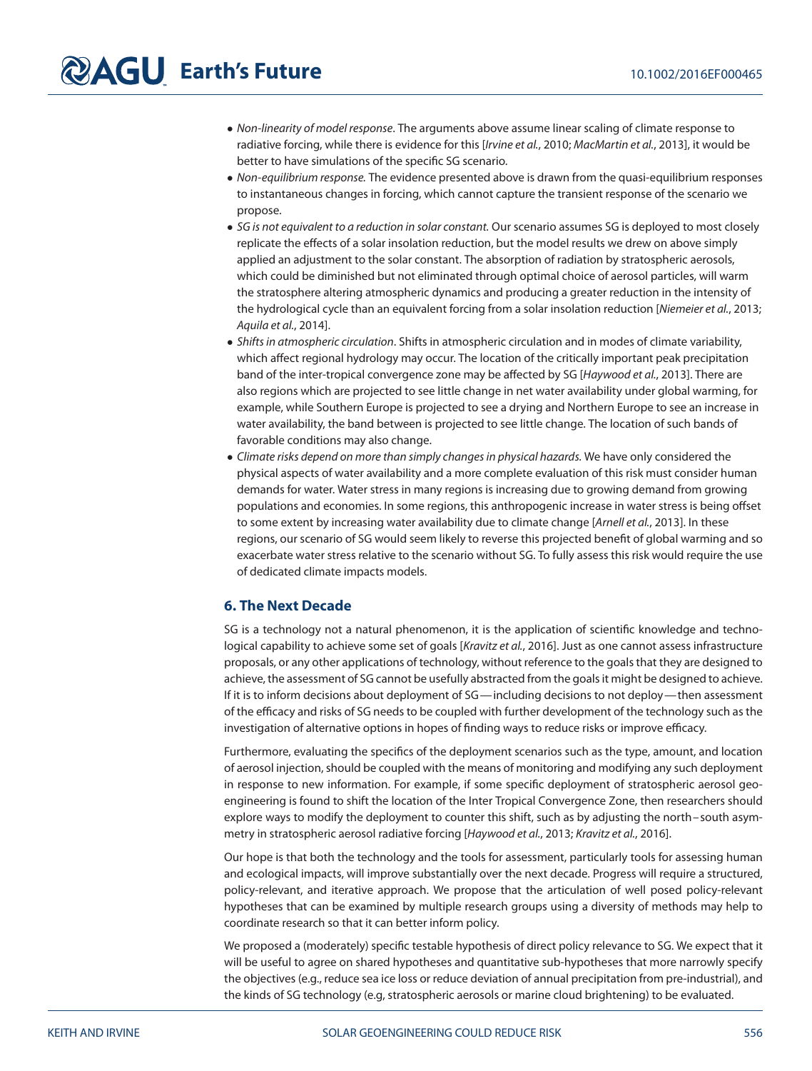- *Non-linearity of model response*. The arguments above assume linear scaling of climate response to radiative forcing, while there is evidence for this [*Irvine et al.*, 2010; *MacMartin et al.*, 2013], it would be better to have simulations of the specific SG scenario.
- *Non-equilibrium response.* The evidence presented above is drawn from the quasi-equilibrium responses to instantaneous changes in forcing, which cannot capture the transient response of the scenario we propose.
- *SG is not equivalent to a reduction in solar constant.* Our scenario assumes SG is deployed to most closely replicate the effects of a solar insolation reduction, but the model results we drew on above simply applied an adjustment to the solar constant. The absorption of radiation by stratospheric aerosols, which could be diminished but not eliminated through optimal choice of aerosol particles, will warm the stratosphere altering atmospheric dynamics and producing a greater reduction in the intensity of the hydrological cycle than an equivalent forcing from a solar insolation reduction [*Niemeier et al.*, 2013; *Aquila et al.*, 2014].
- *Shifts in atmospheric circulation*. Shifts in atmospheric circulation and in modes of climate variability, which affect regional hydrology may occur. The location of the critically important peak precipitation band of the inter-tropical convergence zone may be affected by SG [*Haywood et al.*, 2013]. There are also regions which are projected to see little change in net water availability under global warming, for example, while Southern Europe is projected to see a drying and Northern Europe to see an increase in water availability, the band between is projected to see little change. The location of such bands of favorable conditions may also change.
- *Climate risks depend on more than simply changes in physical hazards.* We have only considered the physical aspects of water availability and a more complete evaluation of this risk must consider human demands for water. Water stress in many regions is increasing due to growing demand from growing populations and economies. In some regions, this anthropogenic increase in water stress is being offset to some extent by increasing water availability due to climate change [*Arnell et al.*, 2013]. In these regions, our scenario of SG would seem likely to reverse this projected benefit of global warming and so exacerbate water stress relative to the scenario without SG. To fully assess this risk would require the use of dedicated climate impacts models.

## 6. The Next Decade

SG is a technology not a natural phenomenon, it is the application of scientific knowledge and technological capability to achieve some set of goals [*Kravitz et al.*, 2016]. Just as one cannot assess infrastructure proposals, or any other applications of technology, without reference to the goals that they are designed to achieve, the assessment of SG cannot be usefully abstracted from the goals it might be designed to achieve. If it is to inform decisions about deployment of SG—including decisions to not deploy—then assessment of the efficacy and risks of SG needs to be coupled with further development of the technology such as the investigation of alternative options in hopes of finding ways to reduce risks or improve efficacy.

Furthermore, evaluating the specifics of the deployment scenarios such as the type, amount, and location of aerosol injection, should be coupled with the means of monitoring and modifying any such deployment in response to new information. For example, if some specific deployment of stratospheric aerosol geoengineering is found to shift the location of the Inter Tropical Convergence Zone, then researchers should explore ways to modify the deployment to counter this shift, such as by adjusting the north–south asymmetry in stratospheric aerosol radiative forcing [*Haywood et al.*, 2013; *Kravitz et al.*, 2016].

Our hope is that both the technology and the tools for assessment, particularly tools for assessing human and ecological impacts, will improve substantially over the next decade. Progress will require a structured, policy-relevant, and iterative approach. We propose that the articulation of well posed policy-relevant hypotheses that can be examined by multiple research groups using a diversity of methods may help to coordinate research so that it can better inform policy.

We proposed a (moderately) specific testable hypothesis of direct policy relevance to SG. We expect that it will be useful to agree on shared hypotheses and quantitative sub-hypotheses that more narrowly specify the objectives (e.g., reduce sea ice loss or reduce deviation of annual precipitation from pre-industrial), and the kinds of SG technology (e.g, stratospheric aerosols or marine cloud brightening) to be evaluated.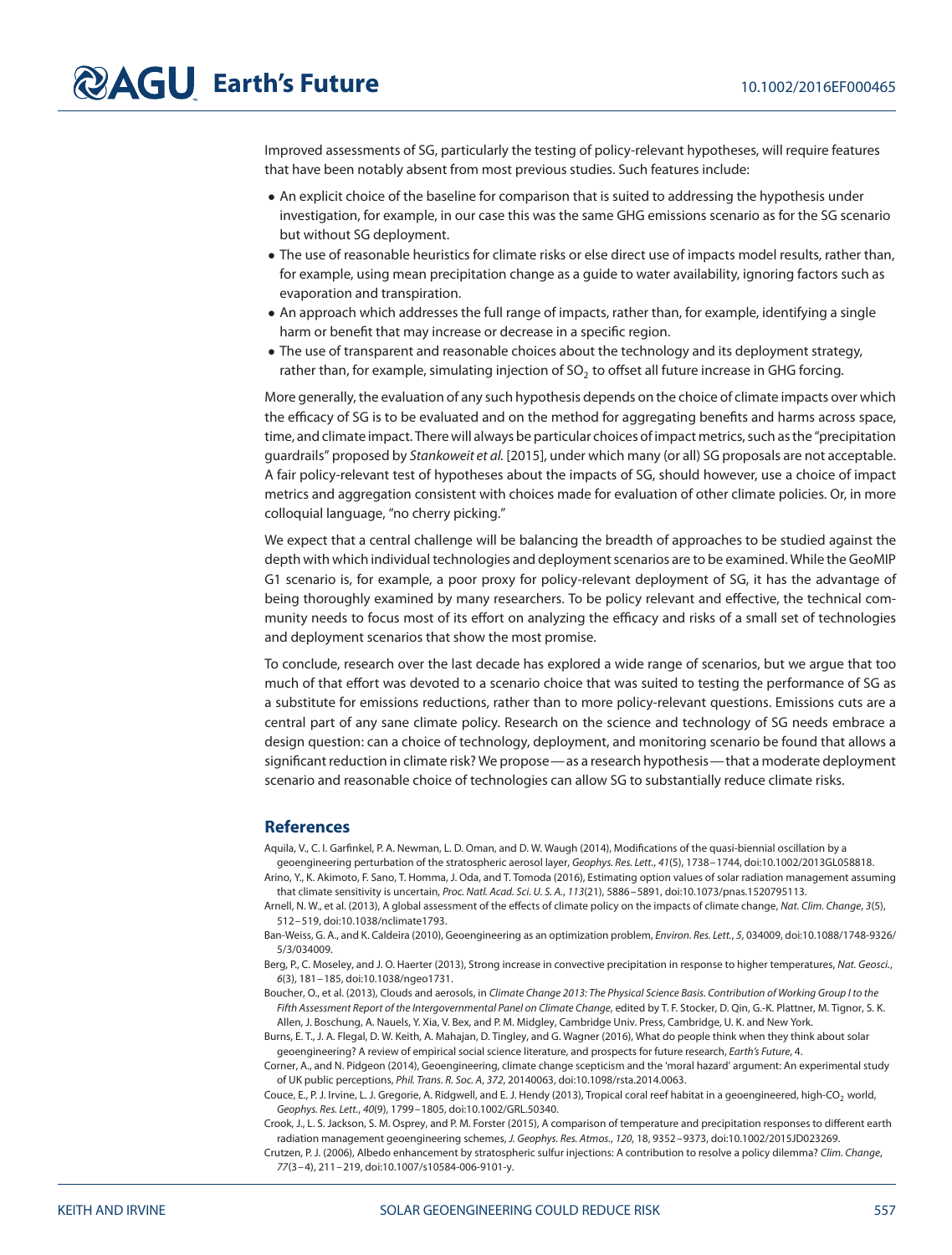Improved assessments of SG, particularly the testing of policy-relevant hypotheses, will require features that have been notably absent from most previous studies. Such features include:

- An explicit choice of the baseline for comparison that is suited to addressing the hypothesis under investigation, for example, in our case this was the same GHG emissions scenario as for the SG scenario but without SG deployment.
- The use of reasonable heuristics for climate risks or else direct use of impacts model results, rather than, for example, using mean precipitation change as a guide to water availability, ignoring factors such as evaporation and transpiration.
- An approach which addresses the full range of impacts, rather than, for example, identifying a single harm or benefit that may increase or decrease in a specific region.
- The use of transparent and reasonable choices about the technology and its deployment strategy, rather than, for example, simulating injection of $SO_2$ to offset all future increase in GHG forcing.

More generally, the evaluation of any such hypothesis depends on the choice of climate impacts over which the efficacy of SG is to be evaluated and on the method for aggregating benefits and harms across space, time, and climate impact. There will always be particular choices of impact metrics, such as the "precipitation guardrails" proposed by *Stankoweit et al.* [2015], under which many (or all) SG proposals are not acceptable. A fair policy-relevant test of hypotheses about the impacts of SG, should however, use a choice of impact metrics and aggregation consistent with choices made for evaluation of other climate policies. Or, in more colloquial language, "no cherry picking."

We expect that a central challenge will be balancing the breadth of approaches to be studied against the depth with which individual technologies and deployment scenarios are to be examined. While the GeoMIP G1 scenario is, for example, a poor proxy for policy-relevant deployment of SG, it has the advantage of being thoroughly examined by many researchers. To be policy relevant and effective, the technical community needs to focus most of its effort on analyzing the efficacy and risks of a small set of technologies and deployment scenarios that show the most promise.

To conclude, research over the last decade has explored a wide range of scenarios, but we argue that too much of that effort was devoted to a scenario choice that was suited to testing the performance of SG as a substitute for emissions reductions, rather than to more policy-relevant questions. Emissions cuts are a central part of any sane climate policy. Research on the science and technology of SG needs embrace a design question: can a choice of technology, deployment, and monitoring scenario be found that allows a significant reduction in climate risk? We propose — as a research hypothesis — that a moderate deployment scenario and reasonable choice of technologies can allow SG to substantially reduce climate risks.

## References

Aquila, V., C. I. Garfinkel, P. A. Newman, L. D. Oman, and D. W. Waugh (2014), Modifications of the quasi-biennial oscillation by a geoengineering perturbation of the stratospheric aerosol layer, *Geophys. Res. Lett.*, *41*(5), 1738–1744, doi:10.1002/2013GL058818.

Arino, Y., K. Akimoto, F. Sano, T. Homma, J. Oda, and T. Tomoda (2016), Estimating option values of solar radiation management assuming that climate sensitivity is uncertain, *Proc. Natl. Acad. Sci. U. S. A.*, *113*(21), 5886–5891, doi:10.1073/pnas.1520795113.

Arnell, N. W., et al. (2013), A global assessment of the effects of climate policy on the impacts of climate change, *Nat. Clim. Change*, *3*(5), 512–519, doi:10.1038/nclimate1793.

Ban-Weiss, G. A., and K. Caldeira (2010), Geoengineering as an optimization problem, *Environ. Res. Lett.*, *5*, 034009, doi:10.1088/1748-9326/5/3/034009.

Berg, P., C. Moseley, and J. O. Haerter (2013), Strong increase in convective precipitation in response to higher temperatures, *Nat. Geosci.*, *6*(3), 181–185, doi:10.1038/ngeo1731.

Boucher, O., et al. (2013), Clouds and aerosols, in *Climate Change 2013: The Physical Science Basis. Contribution of Working Group I to the Fifth Assessment Report of the Intergovernmental Panel on Climate Change*, edited by T. F. Stocker, D. Qin, G.-K. Plattner, M. Tignor, S. K. Allen, J. Boschung, A. Nauels, Y. Xia, V. Bex, and P. M. Midgley, Cambridge Univ. Press, Cambridge, U. K. and New York.

Burns, E. T., J. A. Flegal, D. W. Keith, A. Mahajan, D. Tingley, and G. Wagner (2016), What do people think when they think about solar geoengineering? A review of empirical social science literature, and prospects for future research, *Earth's Future*, 4.

Corner, A., and N. Pidgeon (2014), Geoengineering, climate change scepticism and the 'moral hazard' argument: An experimental study of UK public perceptions, *Phil. Trans. R. Soc. A*, *372*, 20140063, doi:10.1098/rsta.2014.0063.

Couce, E., P. J. Irvine, L. J. Gregorie, A. Ridgwell, and E. J. Hendy (2013), Tropical coral reef habitat in a geoengineered, high-$CO_2$ world, *Geophys. Res. Lett.*, *40*(9), 1799–1805, doi:10.1002/GRL.50340.

Crook, J., L. S. Jackson, S. M. Osprey, and P. M. Forster (2015), A comparison of temperature and precipitation responses to different earth radiation management geoengineering schemes, *J. Geophys. Res. Atmos.*, *120*, 18, 9352–9373, doi:10.1002/2015JD023269.

Crutzen, P. J. (2006), Albedo enhancement by stratospheric sulfur injections: A contribution to resolve a policy dilemma? *Clim. Change*, *77*(3–4), 211–219, doi:10.1007/s10584-006-9101-y.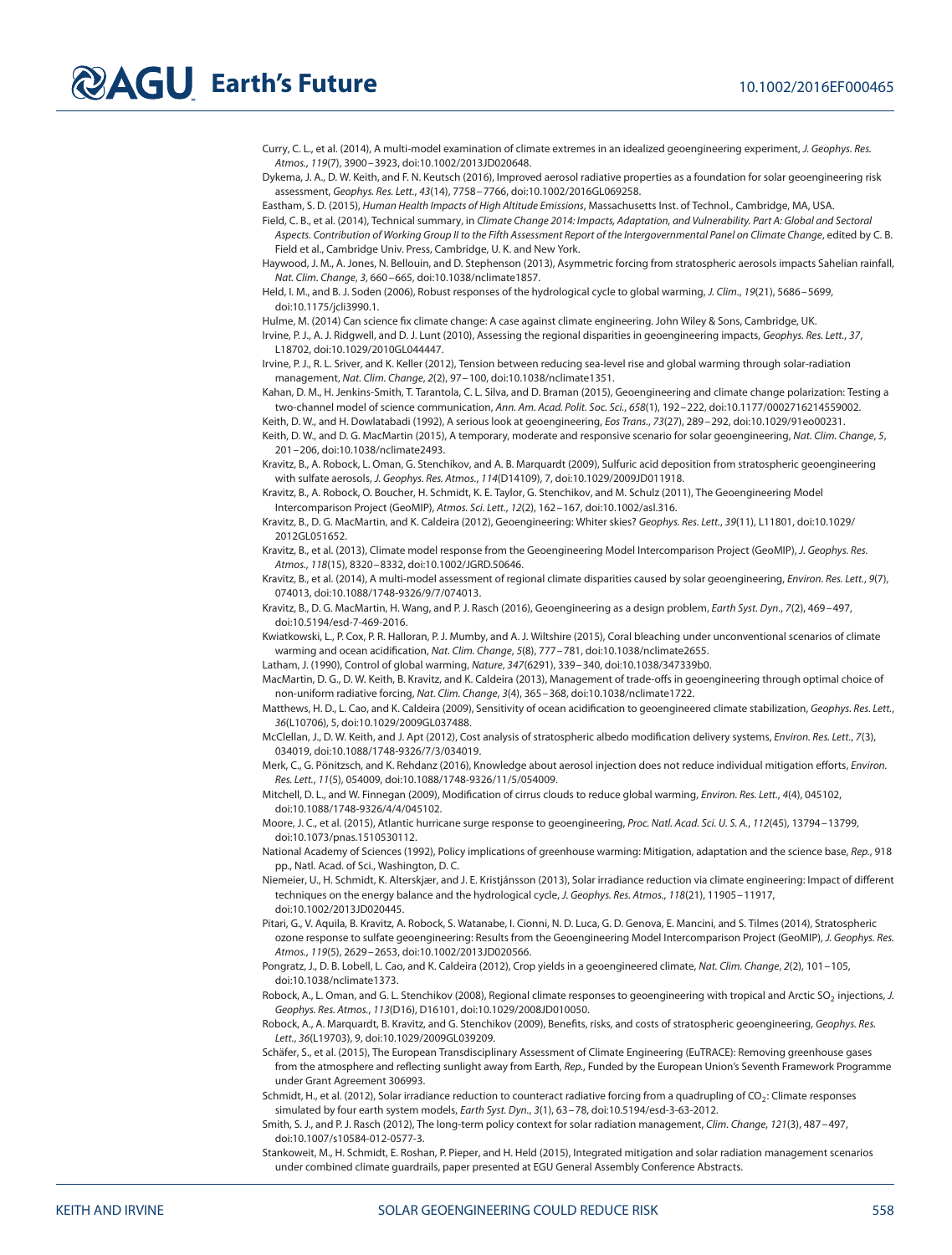Curry, C. L., et al. (2014), A multi-model examination of climate extremes in an idealized geoengineering experiment, *J. Geophys. Res. Atmos.*, *119*(7), 3900–3923, doi:10.1002/2013JD020648.

Dykema, J. A., D. W. Keith, and F. N. Keutsch (2016), Improved aerosol radiative properties as a foundation for solar geoengineering risk assessment, *Geophys. Res. Lett.*, *43*(14), 7758–7766, doi:10.1002/2016GL069258.

Eastham, S. D. (2015), *Human Health Impacts of High Altitude Emissions*, Massachusetts Inst. of Technol., Cambridge, MA, USA.

Field, C. B., et al. (2014), Technical summary, in *Climate Change 2014: Impacts, Adaptation, and Vulnerability. Part A: Global and Sectoral Aspects. Contribution of Working Group II to the Fifth Assessment Report of the Intergovernmental Panel on Climate Change*, edited by C. B. Field et al., Cambridge Univ. Press, Cambridge, U. K. and New York.

Haywood, J. M., A. Jones, N. Bellouin, and D. Stephenson (2013), Asymmetric forcing from stratospheric aerosols impacts Sahelian rainfall, *Nat. Clim. Change*, *3*, 660–665, doi:10.1038/nclimate1857.

Held, I. M., and B. J. Soden (2006), Robust responses of the hydrological cycle to global warming, *J. Clim.*, *19*(21), 5686–5699, doi:10.1175/jcli3990.1.

Hulme, M. (2014) Can science fix climate change: A case against climate engineering. John Wiley & Sons, Cambridge, UK.

Irvine, P. J., A. J. Ridgwell, and D. J. Lunt (2010), Assessing the regional disparities in geoengineering impacts, *Geophys. Res. Lett.*, *37*, L18702, doi:10.1029/2010GL044447.

Irvine, P. J., R. L. Sriver, and K. Keller (2012), Tension between reducing sea-level rise and global warming through solar-radiation management, *Nat. Clim. Change*, *2*(2), 97–100, doi:10.1038/nclimate1351.

Kahan, D. M., H. Jenkins-Smith, T. Tarantola, C. L. Silva, and D. Braman (2015), Geoengineering and climate change polarization: Testing a two-channel model of science communication, *Ann. Am. Acad. Polit. Soc. Sci.*, *658*(1), 192–222, doi:10.1177/0002716214559002.

Keith, D. W., and H. Dowlatabadi (1992), A serious look at geoengineering, *Eos Trans.*, *73*(27), 289–292, doi:10.1029/91eo00231.

Keith, D. W., and D. G. MacMartin (2015), A temporary, moderate and responsive scenario for solar geoengineering, *Nat. Clim. Change*, *5*, 201–206, doi:10.1038/nclimate2493.

Kravitz, B., A. Robock, L. Oman, G. Stenchikov, and A. B. Marquardt (2009), Sulfuric acid deposition from stratospheric geoengineering with sulfate aerosols, *J. Geophys. Res. Atmos.*, *114*(D14109), 7, doi:10.1029/2009JD011918.

Kravitz, B., A. Robock, O. Boucher, H. Schmidt, K. E. Taylor, G. Stenchikov, and M. Schulz (2011), The Geoengineering Model Intercomparison Project (GeoMIP), *Atmos. Sci. Lett.*, *12*(2), 162–167, doi:10.1002/asl.316.

Kravitz, B., D. G. MacMartin, and K. Caldeira (2012), Geoengineering: Whiter skies? *Geophys. Res. Lett.*, *39*(11), L11801, doi:10.1029/2012GL051652.

Kravitz, B., et al. (2013), Climate model response from the Geoengineering Model Intercomparison Project (GeoMIP), *J. Geophys. Res. Atmos.*, *118*(15), 8320–8332, doi:10.1002/JGRD.50646.

Kravitz, B., et al. (2014), A multi-model assessment of regional climate disparities caused by solar geoengineering, *Environ. Res. Lett.*, *9*(7), 074013, doi:10.1088/1748-9326/9/7/074013.

Kravitz, B., D. G. MacMartin, H. Wang, and P. J. Rasch (2016), Geoengineering as a design problem, *Earth Syst. Dyn.*, *7*(2), 469–497, doi:10.5194/esd-7-469-2016.

Kwiatkowski, L., P. Cox, P. R. Halloran, P. J. Mumby, and A. J. Wiltshire (2015), Coral bleaching under unconventional scenarios of climate warming and ocean acidification, *Nat. Clim. Change*, *5*(8), 777–781, doi:10.1038/nclimate2655.

Latham, J. (1990), Control of global warming, *Nature*, *347*(6291), 339–340, doi:10.1038/347339b0.

MacMartin, D. G., D. W. Keith, B. Kravitz, and K. Caldeira (2013), Management of trade-offs in geoengineering through optimal choice of non-uniform radiative forcing, *Nat. Clim. Change*, *3*(4), 365–368, doi:10.1038/nclimate1722.

Matthews, H. D., L. Cao, and K. Caldeira (2009), Sensitivity of ocean acidification to geoengineered climate stabilization, *Geophys. Res. Lett.*, *36*(L10706), 5, doi:10.1029/2009GL037488.

McClellan, J., D. W. Keith, and J. Apt (2012), Cost analysis of stratospheric albedo modification delivery systems, *Environ. Res. Lett.*, *7*(3), 034019, doi:10.1088/1748-9326/7/3/034019.

Merk, C., G. Pönitzsch, and K. Rehdanz (2016), Knowledge about aerosol injection does not reduce individual mitigation efforts, *Environ. Res. Lett.*, *11*(5), 054009, doi:10.1088/1748-9326/11/5/054009.

Mitchell, D. L., and W. Finnegan (2009), Modification of cirrus clouds to reduce global warming, *Environ. Res. Lett.*, *4*(4), 045102, doi:10.1088/1748-9326/4/4/045102.

Moore, J. C., et al. (2015), Atlantic hurricane surge response to geoengineering, *Proc. Natl. Acad. Sci. U. S. A.*, *112*(45), 13794–13799, doi:10.1073/pnas.1510530112.

National Academy of Sciences (1992), Policy implications of greenhouse warming: Mitigation, adaptation and the science base, *Rep.*, 918 pp., Natl. Acad. of Sci., Washington, D. C.

Niemeier, U., H. Schmidt, K. Alterskjær, and J. E. Kristjánsson (2013), Solar irradiance reduction via climate engineering: Impact of different techniques on the energy balance and the hydrological cycle, *J. Geophys. Res. Atmos.*, *118*(21), 11905–11917, doi:10.1002/2013JD020445.

Pitari, G., V. Aquila, B. Kravitz, A. Robock, S. Watanabe, I. Cionni, N. D. Luca, G. D. Genova, E. Mancini, and S. Tilmes (2014), Stratospheric ozone response to sulfate geoengineering: Results from the Geoengineering Model Intercomparison Project (GeoMIP), *J. Geophys. Res. Atmos.*, *119*(5), 2629–2653, doi:10.1002/2013JD020566.

Pongratz, J., D. B. Lobell, L. Cao, and K. Caldeira (2012), Crop yields in a geoengineered climate, *Nat. Clim. Change*, *2*(2), 101–105, doi:10.1038/nclimate1373.

Robock, A., L. Oman, and G. L. Stenchikov (2008), Regional climate responses to geoengineering with tropical and Arctic $SO_2$ injections, *J. Geophys. Res. Atmos.*, *113*(D16), D16101, doi:10.1029/2008JD010050.

Robock, A., A. Marquardt, B. Kravitz, and G. Stenchikov (2009), Benefits, risks, and costs of stratospheric geoengineering, *Geophys. Res. Lett.*, *36*(L19703), 9, doi:10.1029/2009GL039209.

Schäfer, S., et al. (2015), The European Transdisciplinary Assessment of Climate Engineering (EuTRACE): Removing greenhouse gases from the atmosphere and reflecting sunlight away from Earth, *Rep.*, Funded by the European Union's Seventh Framework Programme under Grant Agreement 306993.

Schmidt, H., et al. (2012), Solar irradiance reduction to counteract radiative forcing from a quadrupling of $CO_2$: Climate responses simulated by four earth system models, *Earth Syst. Dyn.*, *3*(1), 63–78, doi:10.5194/esd-3-63-2012.

Smith, S. J., and P. J. Rasch (2012), The long-term policy context for solar radiation management, *Clim. Change*, *121*(3), 487–497, doi:10.1007/s10584-012-0577-3.

Stankoweit, M., H. Schmidt, E. Roshan, P. Pieper, and H. Held (2015), Integrated mitigation and solar radiation management scenarios under combined climate guardrails, paper presented at EGU General Assembly Conference Abstracts.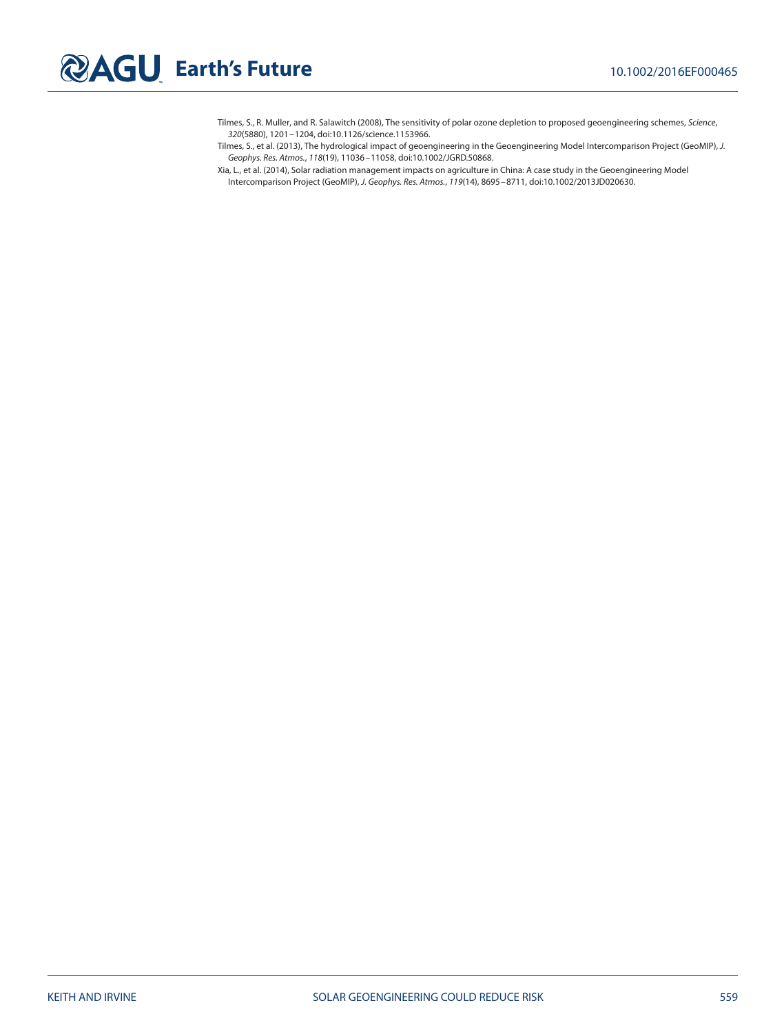Tilmes, S., R. Muller, and R. Salawitch (2008), The sensitivity of polar ozone depletion to proposed geoengineering schemes, *Science*, *320*(5880), 1201–1204, doi:10.1126/science.1153966.

Tilmes, S., et al. (2013), The hydrological impact of geoengineering in the Geoengineering Model Intercomparison Project (GeoMIP), *J. Geophys. Res. Atmos.*, *118*(19), 11036–11058, doi:10.1002/JGRD.50868.

Xia, L., et al. (2014), Solar radiation management impacts on agriculture in China: A case study in the Geoengineering Model Intercomparison Project (GeoMIP), *J. Geophys. Res. Atmos.*, *119*(14), 8695–8711, doi:10.1002/2013JD020630.